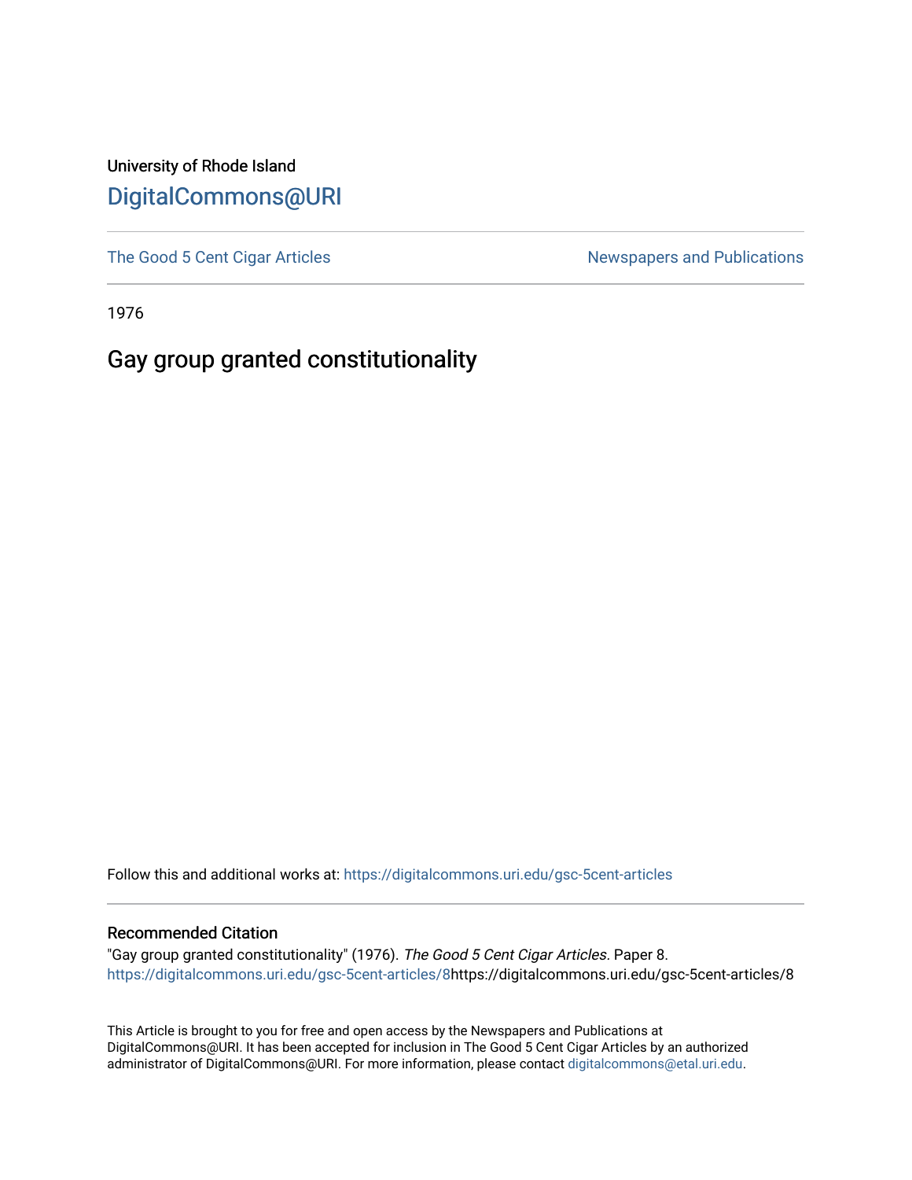University of Rhode Island

# DigitalCommons@URI

The Good 5 Cent Cigar Articles

Newspapers and Publications

1976

## Gay group granted constitutionality

Follow this and additional works at: https://digitalcommons.uri.edu/gsc-5cent-articles

### Recommended Citation

"Gay group granted constitutionality" (1976). *The Good 5 Cent Cigar Articles.* Paper 8. https://digitalcommons.uri.edu/gsc-5cent-articles/8https://digitalcommons.uri.edu/gsc-5cent-articles/8

This Article is brought to you for free and open access by the Newspapers and Publications at DigitalCommons@URI. It has been accepted for inclusion in The Good 5 Cent Cigar Articles by an authorized administrator of DigitalCommons@URI. For more information, please contact digitalcommons@etal.uri.edu.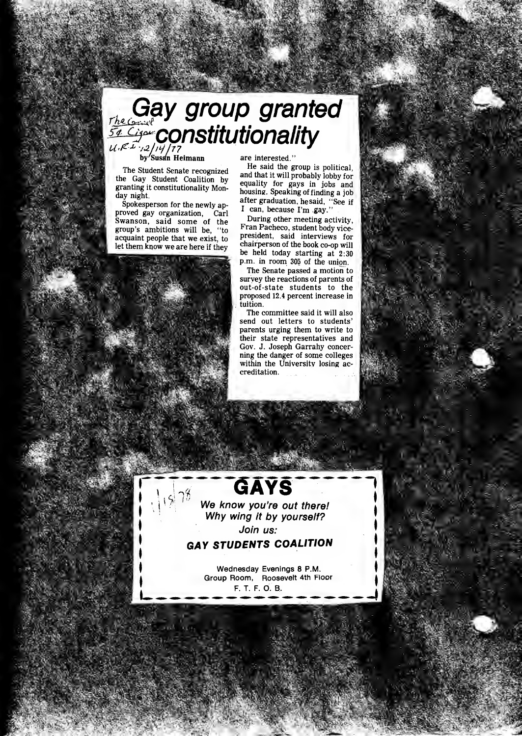# Gay group granted constitutionality

The Good 5¢ Cigar
U.R.I. 12/14/77

**by Susan Heimann**

The Student Senate recognized the Gay Student Coalition by granting it constitutionality Monday night.

Spokesperson for the newly approved gay organization, Carl Swanson, said some of the group's ambitions will be, "to acquaint people that we exist, to let them know we are here if they are interested."

He said the group is political, and that it will probably lobby for equality for gays in jobs and housing. Speaking of finding a job after graduation, he said, "See if I can, because I'm gay."

During other meeting activity, Fran Pacheco, student body vice-president, said interviews for chairperson of the book co-op will be held today starting at 2:30 p.m. in room 305 of the union.

The Senate passed a motion to survey the reactions of parents of out-of-state students to the proposed 12.4 percent increase in tuition.

The committee said it will also send out letters to students' parents urging them to write to their state representatives and Gov. J. Joseph Garrahy concerning the danger of some colleges within the University losing accreditation.

---

1/15/78

## GAYS

*We know you're out there!*
*Why wing it by yourself?*
*Join us:*

**GAY STUDENTS COALITION**

Wednesday Evenings 8 P.M.
Group Room, Roosevelt 4th Floor
F. T. F. O. B.